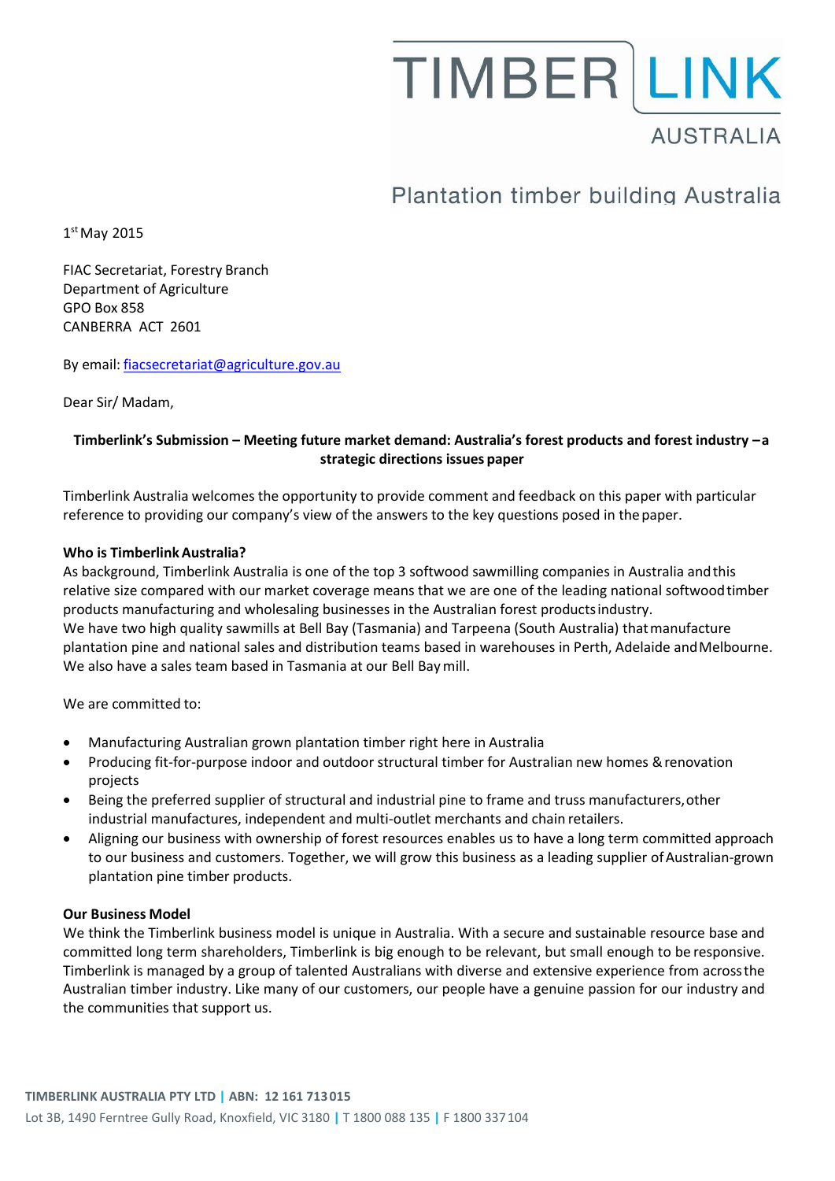TIMBER LINK
AUSTRALIA

Plantation timber building Australia

1st May 2015

FIAC Secretariat, Forestry Branch
Department of Agriculture
GPO Box 858
CANBERRA ACT 2601

By email: fiacsecretariat@agriculture.gov.au

Dear Sir/ Madam,

**Timberlink's Submission – Meeting future market demand: Australia's forest products and forest industry – a strategic directions issues paper**

Timberlink Australia welcomes the opportunity to provide comment and feedback on this paper with particular reference to providing our company's view of the answers to the key questions posed in the paper.

**Who is Timberlink Australia?**
As background, Timberlink Australia is one of the top 3 softwood sawmilling companies in Australia and this relative size compared with our market coverage means that we are one of the leading national softwood timber products manufacturing and wholesaling businesses in the Australian forest products industry.
We have two high quality sawmills at Bell Bay (Tasmania) and Tarpeena (South Australia) that manufacture plantation pine and national sales and distribution teams based in warehouses in Perth, Adelaide and Melbourne. We also have a sales team based in Tasmania at our Bell Bay mill.

We are committed to:

- Manufacturing Australian grown plantation timber right here in Australia
- Producing fit-for-purpose indoor and outdoor structural timber for Australian new homes & renovation projects
- Being the preferred supplier of structural and industrial pine to frame and truss manufacturers, other industrial manufactures, independent and multi-outlet merchants and chain retailers.
- Aligning our business with ownership of forest resources enables us to have a long term committed approach to our business and customers. Together, we will grow this business as a leading supplier of Australian-grown plantation pine timber products.

**Our Business Model**
We think the Timberlink business model is unique in Australia. With a secure and sustainable resource base and committed long term shareholders, Timberlink is big enough to be relevant, but small enough to be responsive. Timberlink is managed by a group of talented Australians with diverse and extensive experience from across the Australian timber industry. Like many of our customers, our people have a genuine passion for our industry and the communities that support us.

**TIMBERLINK AUSTRALIA PTY LTD | ABN: 12 161 713 015**
Lot 3B, 1490 Ferntree Gully Road, Knoxfield, VIC 3180 | T 1800 088 135 | F 1800 337 104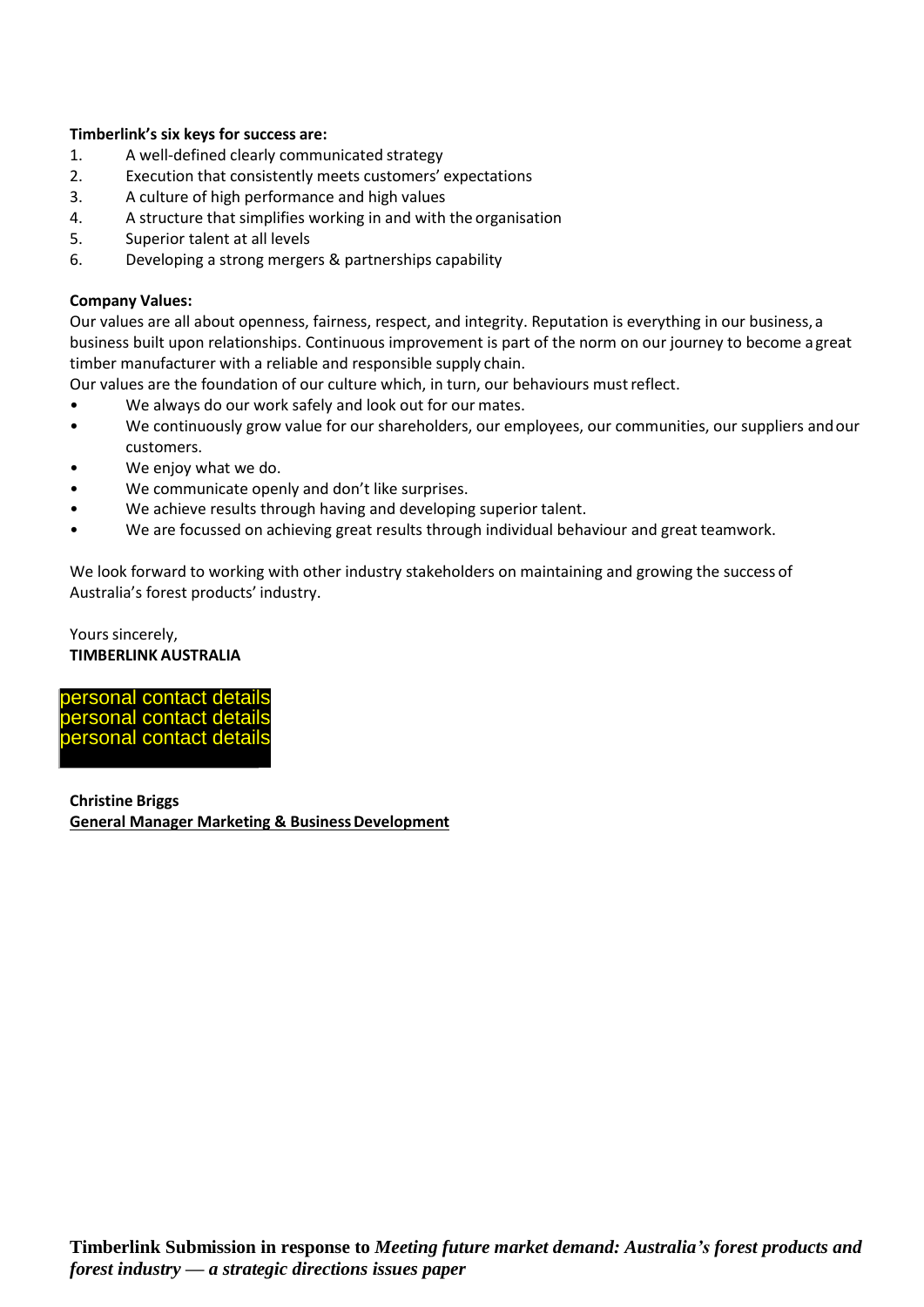**Timberlink's six keys for success are:**

1. A well-defined clearly communicated strategy
2. Execution that consistently meets customers' expectations
3. A culture of high performance and high values
4. A structure that simplifies working in and with the organisation
5. Superior talent at all levels
6. Developing a strong mergers & partnerships capability

**Company Values:**

Our values are all about openness, fairness, respect, and integrity. Reputation is everything in our business, a business built upon relationships. Continuous improvement is part of the norm on our journey to become a great timber manufacturer with a reliable and responsible supply chain.

Our values are the foundation of our culture which, in turn, our behaviours must reflect.

- We always do our work safely and look out for our mates.
- We continuously grow value for our shareholders, our employees, our communities, our suppliers and our customers.
- We enjoy what we do.
- We communicate openly and don't like surprises.
- We achieve results through having and developing superior talent.
- We are focussed on achieving great results through individual behaviour and great teamwork.

We look forward to working with other industry stakeholders on maintaining and growing the success of Australia's forest products' industry.

Yours sincerely,
**TIMBERLINK AUSTRALIA**

personal contact details
personal contact details
personal contact details

**Christine Briggs**
**General Manager Marketing & Business Development**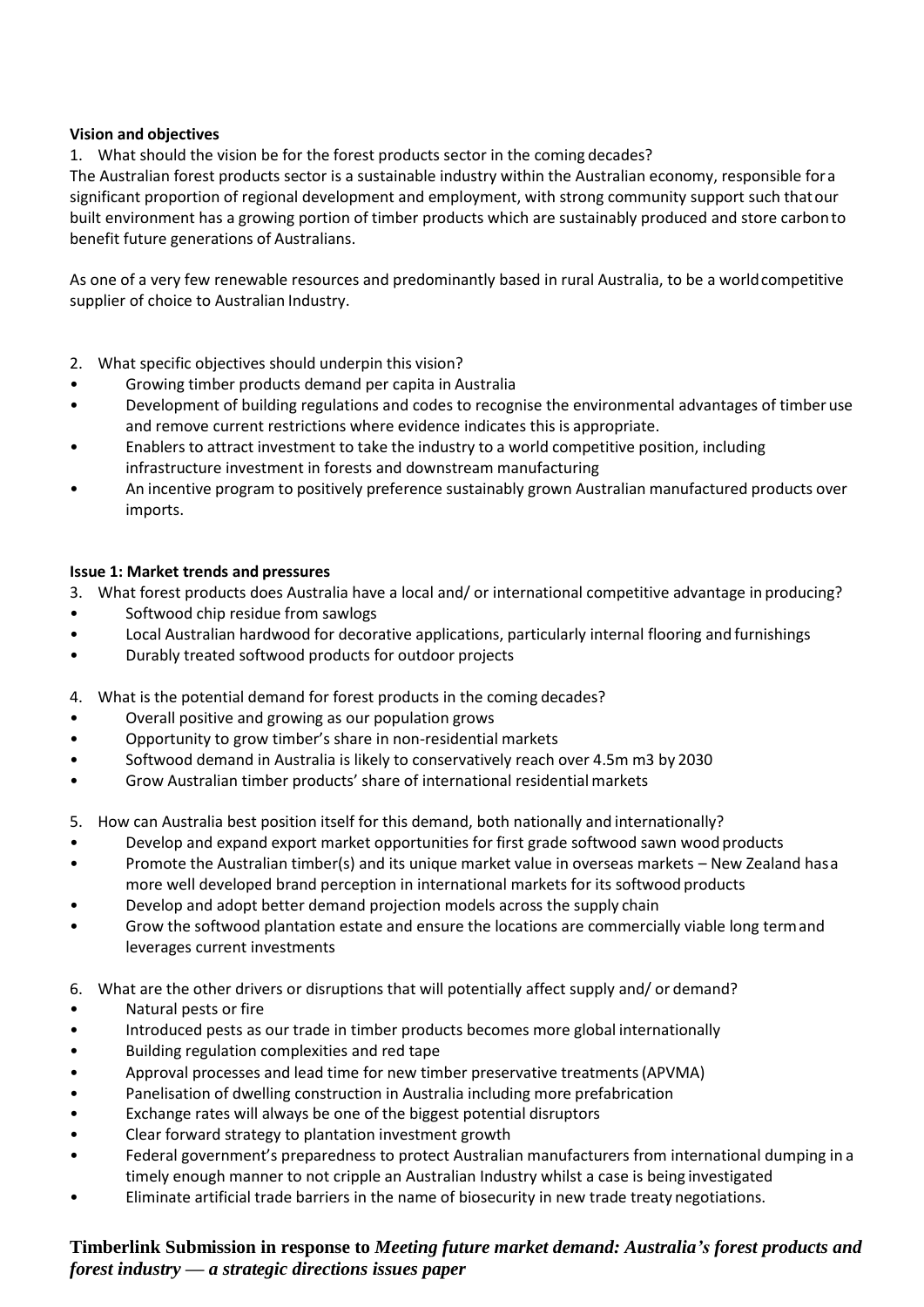**Vision and objectives**

1. What should the vision be for the forest products sector in the coming decades?

The Australian forest products sector is a sustainable industry within the Australian economy, responsible for a significant proportion of regional development and employment, with strong community support such that our built environment has a growing portion of timber products which are sustainably produced and store carbon to benefit future generations of Australians.

As one of a very few renewable resources and predominantly based in rural Australia, to be a world competitive supplier of choice to Australian Industry.

2. What specific objectives should underpin this vision?

- Growing timber products demand per capita in Australia
- Development of building regulations and codes to recognise the environmental advantages of timber use and remove current restrictions where evidence indicates this is appropriate.
- Enablers to attract investment to take the industry to a world competitive position, including infrastructure investment in forests and downstream manufacturing
- An incentive program to positively preference sustainably grown Australian manufactured products over imports.

**Issue 1: Market trends and pressures**

3. What forest products does Australia have a local and/ or international competitive advantage in producing?

- Softwood chip residue from sawlogs
- Local Australian hardwood for decorative applications, particularly internal flooring and furnishings
- Durably treated softwood products for outdoor projects

4. What is the potential demand for forest products in the coming decades?

- Overall positive and growing as our population grows
- Opportunity to grow timber's share in non-residential markets
- Softwood demand in Australia is likely to conservatively reach over 4.5m m3 by 2030
- Grow Australian timber products' share of international residential markets

5. How can Australia best position itself for this demand, both nationally and internationally?

- Develop and expand export market opportunities for first grade softwood sawn wood products
- Promote the Australian timber(s) and its unique market value in overseas markets – New Zealand has a more well developed brand perception in international markets for its softwood products
- Develop and adopt better demand projection models across the supply chain
- Grow the softwood plantation estate and ensure the locations are commercially viable long term and leverages current investments

6. What are the other drivers or disruptions that will potentially affect supply and/ or demand?

- Natural pests or fire
- Introduced pests as our trade in timber products becomes more global internationally
- Building regulation complexities and red tape
- Approval processes and lead time for new timber preservative treatments (APVMA)
- Panelisation of dwelling construction in Australia including more prefabrication
- Exchange rates will always be one of the biggest potential disruptors
- Clear forward strategy to plantation investment growth
- Federal government's preparedness to protect Australian manufacturers from international dumping in a timely enough manner to not cripple an Australian Industry whilst a case is being investigated
- Eliminate artificial trade barriers in the name of biosecurity in new trade treaty negotiations.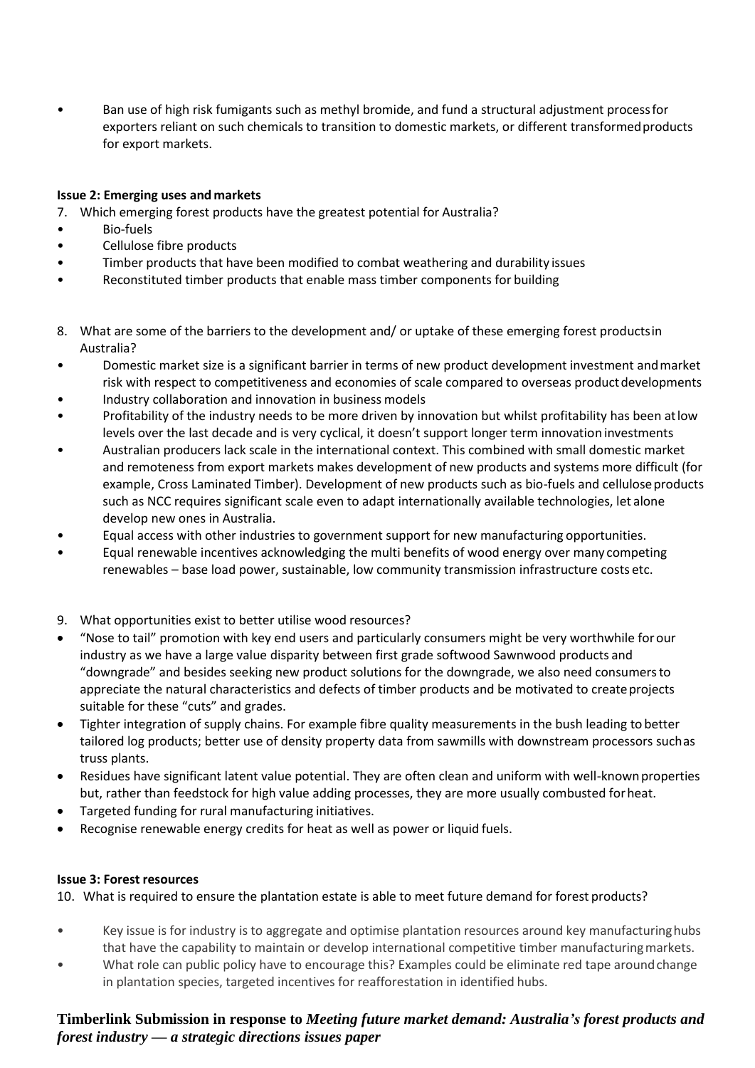- Ban use of high risk fumigants such as methyl bromide, and fund a structural adjustment process for exporters reliant on such chemicals to transition to domestic markets, or different transformed products for export markets.

**Issue 2: Emerging uses and markets**

7. Which emerging forest products have the greatest potential for Australia?

- Bio-fuels
- Cellulose fibre products
- Timber products that have been modified to combat weathering and durability issues
- Reconstituted timber products that enable mass timber components for building

8. What are some of the barriers to the development and/ or uptake of these emerging forest products in Australia?

- Domestic market size is a significant barrier in terms of new product development investment and market risk with respect to competitiveness and economies of scale compared to overseas product developments
- Industry collaboration and innovation in business models
- Profitability of the industry needs to be more driven by innovation but whilst profitability has been at low levels over the last decade and is very cyclical, it doesn't support longer term innovation investments
- Australian producers lack scale in the international context. This combined with small domestic market and remoteness from export markets makes development of new products and systems more difficult (for example, Cross Laminated Timber). Development of new products such as bio-fuels and cellulose products such as NCC requires significant scale even to adapt internationally available technologies, let alone develop new ones in Australia.
- Equal access with other industries to government support for new manufacturing opportunities.
- Equal renewable incentives acknowledging the multi benefits of wood energy over many competing renewables – base load power, sustainable, low community transmission infrastructure costs etc.

9. What opportunities exist to better utilise wood resources?

- "Nose to tail" promotion with key end users and particularly consumers might be very worthwhile for our industry as we have a large value disparity between first grade softwood Sawnwood products and "downgrade" and besides seeking new product solutions for the downgrade, we also need consumers to appreciate the natural characteristics and defects of timber products and be motivated to create projects suitable for these "cuts" and grades.
- Tighter integration of supply chains. For example fibre quality measurements in the bush leading to better tailored log products; better use of density property data from sawmills with downstream processors such as truss plants.
- Residues have significant latent value potential. They are often clean and uniform with well-known properties but, rather than feedstock for high value adding processes, they are more usually combusted for heat.
- Targeted funding for rural manufacturing initiatives.
- Recognise renewable energy credits for heat as well as power or liquid fuels.

**Issue 3: Forest resources**

10. What is required to ensure the plantation estate is able to meet future demand for forest products?

- Key issue is for industry is to aggregate and optimise plantation resources around key manufacturing hubs that have the capability to maintain or develop international competitive timber manufacturing markets.
- What role can public policy have to encourage this? Examples could be eliminate red tape around change in plantation species, targeted incentives for reafforestation in identified hubs.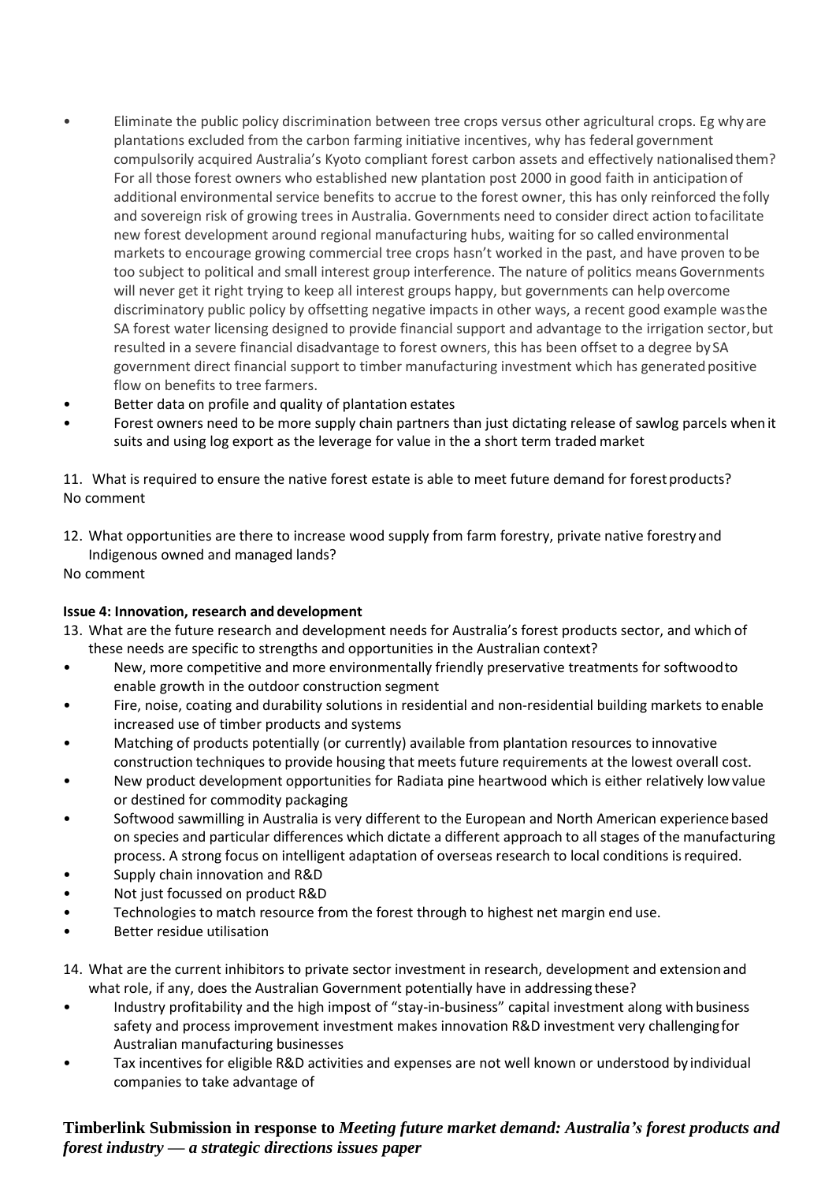- Eliminate the public policy discrimination between tree crops versus other agricultural crops. Eg why are plantations excluded from the carbon farming initiative incentives, why has federal government compulsorily acquired Australia's Kyoto compliant forest carbon assets and effectively nationalised them? For all those forest owners who established new plantation post 2000 in good faith in anticipation of additional environmental service benefits to accrue to the forest owner, this has only reinforced the folly and sovereign risk of growing trees in Australia. Governments need to consider direct action to facilitate new forest development around regional manufacturing hubs, waiting for so called environmental markets to encourage growing commercial tree crops hasn't worked in the past, and have proven to be too subject to political and small interest group interference. The nature of politics means Governments will never get it right trying to keep all interest groups happy, but governments can help overcome discriminatory public policy by offsetting negative impacts in other ways, a recent good example was the SA forest water licensing designed to provide financial support and advantage to the irrigation sector, but resulted in a severe financial disadvantage to forest owners, this has been offset to a degree by SA government direct financial support to timber manufacturing investment which has generated positive flow on benefits to tree farmers.
- Better data on profile and quality of plantation estates
- Forest owners need to be more supply chain partners than just dictating release of sawlog parcels when it suits and using log export as the leverage for value in the a short term traded market

11. What is required to ensure the native forest estate is able to meet future demand for forest products?

No comment

12. What opportunities are there to increase wood supply from farm forestry, private native forestry and Indigenous owned and managed lands?

No comment

**Issue 4: Innovation, research and development**

13. What are the future research and development needs for Australia's forest products sector, and which of these needs are specific to strengths and opportunities in the Australian context?

- New, more competitive and more environmentally friendly preservative treatments for softwood to enable growth in the outdoor construction segment
- Fire, noise, coating and durability solutions in residential and non-residential building markets to enable increased use of timber products and systems
- Matching of products potentially (or currently) available from plantation resources to innovative construction techniques to provide housing that meets future requirements at the lowest overall cost.
- New product development opportunities for Radiata pine heartwood which is either relatively low value or destined for commodity packaging
- Softwood sawmilling in Australia is very different to the European and North American experience based on species and particular differences which dictate a different approach to all stages of the manufacturing process. A strong focus on intelligent adaptation of overseas research to local conditions is required.
- Supply chain innovation and R&D
- Not just focussed on product R&D
- Technologies to match resource from the forest through to highest net margin end use.
- Better residue utilisation

14. What are the current inhibitors to private sector investment in research, development and extension and what role, if any, does the Australian Government potentially have in addressing these?

- Industry profitability and the high impost of "stay-in-business" capital investment along with business safety and process improvement investment makes innovation R&D investment very challenging for Australian manufacturing businesses
- Tax incentives for eligible R&D activities and expenses are not well known or understood by individual companies to take advantage of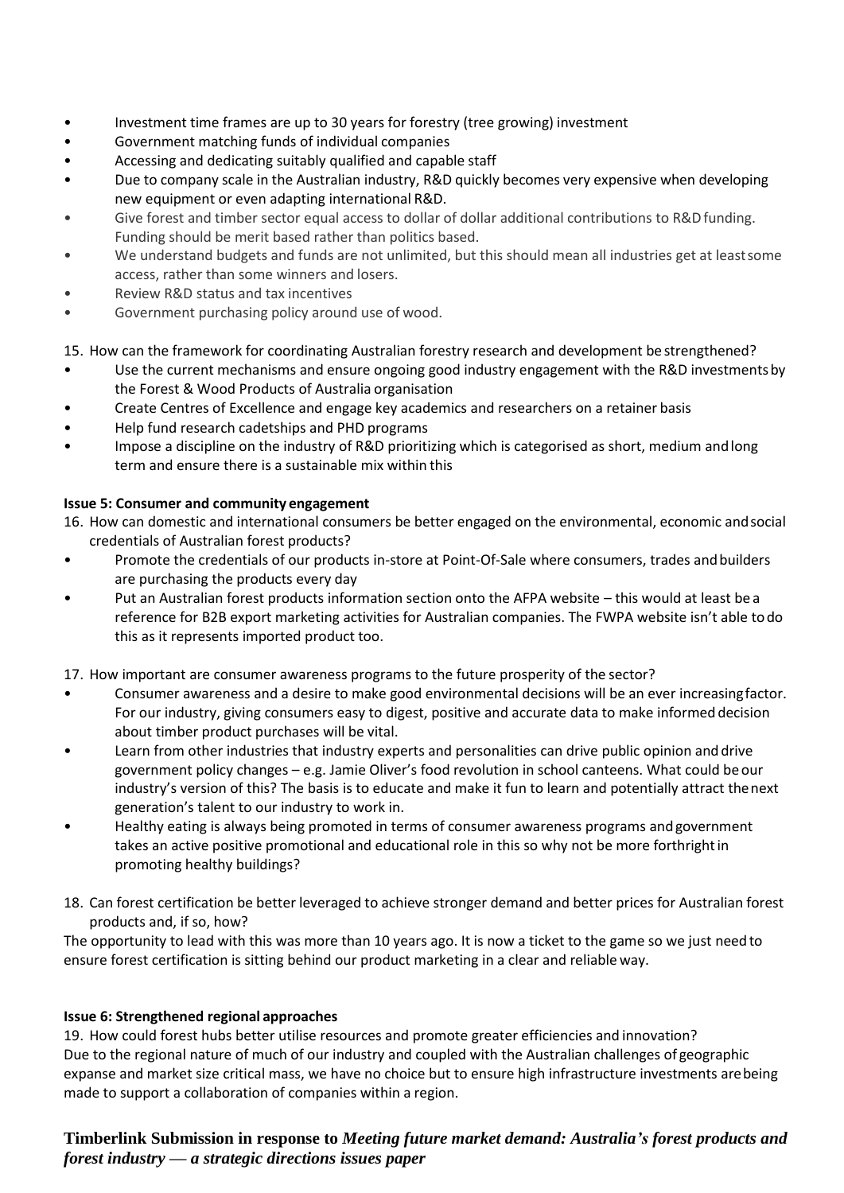- Investment time frames are up to 30 years for forestry (tree growing) investment
- Government matching funds of individual companies
- Accessing and dedicating suitably qualified and capable staff
- Due to company scale in the Australian industry, R&D quickly becomes very expensive when developing new equipment or even adapting international R&D.
- Give forest and timber sector equal access to dollar of dollar additional contributions to R&D funding. Funding should be merit based rather than politics based.
- We understand budgets and funds are not unlimited, but this should mean all industries get at least some access, rather than some winners and losers.
- Review R&D status and tax incentives
- Government purchasing policy around use of wood.

15. How can the framework for coordinating Australian forestry research and development be strengthened?

- Use the current mechanisms and ensure ongoing good industry engagement with the R&D investments by the Forest & Wood Products of Australia organisation
- Create Centres of Excellence and engage key academics and researchers on a retainer basis
- Help fund research cadetships and PHD programs
- Impose a discipline on the industry of R&D prioritizing which is categorised as short, medium and long term and ensure there is a sustainable mix within this

**Issue 5: Consumer and community engagement**

16. How can domestic and international consumers be better engaged on the environmental, economic and social credentials of Australian forest products?

- Promote the credentials of our products in-store at Point-Of-Sale where consumers, trades and builders are purchasing the products every day
- Put an Australian forest products information section onto the AFPA website – this would at least be a reference for B2B export marketing activities for Australian companies. The FWPA website isn't able to do this as it represents imported product too.

17. How important are consumer awareness programs to the future prosperity of the sector?

- Consumer awareness and a desire to make good environmental decisions will be an ever increasing factor. For our industry, giving consumers easy to digest, positive and accurate data to make informed decision about timber product purchases will be vital.
- Learn from other industries that industry experts and personalities can drive public opinion and drive government policy changes – e.g. Jamie Oliver's food revolution in school canteens. What could be our industry's version of this? The basis is to educate and make it fun to learn and potentially attract the next generation's talent to our industry to work in.
- Healthy eating is always being promoted in terms of consumer awareness programs and government takes an active positive promotional and educational role in this so why not be more forthright in promoting healthy buildings?

18. Can forest certification be better leveraged to achieve stronger demand and better prices for Australian forest products and, if so, how?

The opportunity to lead with this was more than 10 years ago. It is now a ticket to the game so we just need to ensure forest certification is sitting behind our product marketing in a clear and reliable way.

**Issue 6: Strengthened regional approaches**

19. How could forest hubs better utilise resources and promote greater efficiencies and innovation?

Due to the regional nature of much of our industry and coupled with the Australian challenges of geographic expanse and market size critical mass, we have no choice but to ensure high infrastructure investments are being made to support a collaboration of companies within a region.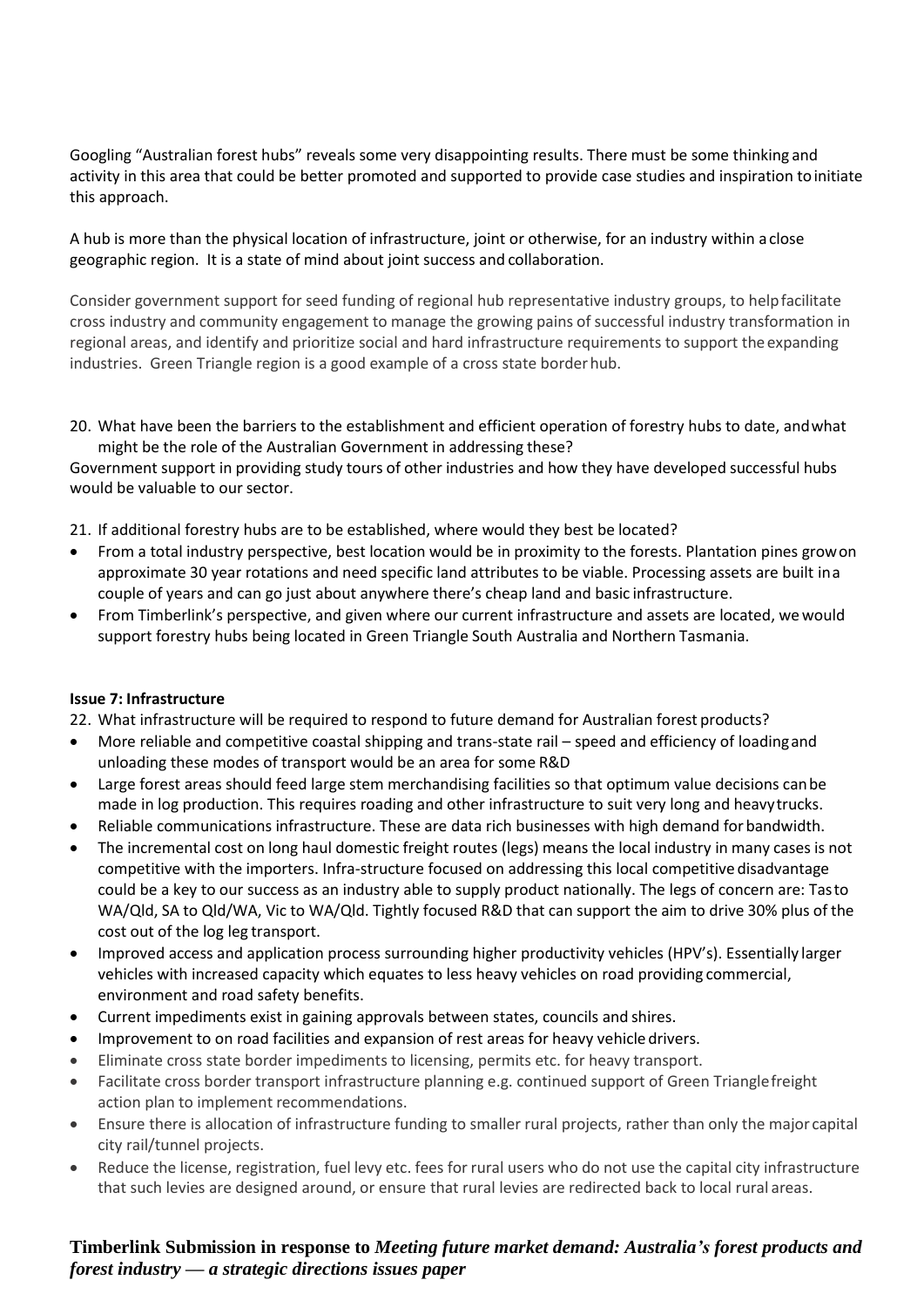Googling “Australian forest hubs” reveals some very disappointing results. There must be some thinking and activity in this area that could be better promoted and supported to provide case studies and inspiration to initiate this approach.

A hub is more than the physical location of infrastructure, joint or otherwise, for an industry within a close geographic region. It is a state of mind about joint success and collaboration.

Consider government support for seed funding of regional hub representative industry groups, to help facilitate cross industry and community engagement to manage the growing pains of successful industry transformation in regional areas, and identify and prioritize social and hard infrastructure requirements to support the expanding industries. Green Triangle region is a good example of a cross state border hub.

20. What have been the barriers to the establishment and efficient operation of forestry hubs to date, and what might be the role of the Australian Government in addressing these?

Government support in providing study tours of other industries and how they have developed successful hubs would be valuable to our sector.

21. If additional forestry hubs are to be established, where would they best be located?

- From a total industry perspective, best location would be in proximity to the forests. Plantation pines grow on approximate 30 year rotations and need specific land attributes to be viable. Processing assets are built in a couple of years and can go just about anywhere there’s cheap land and basic infrastructure.
- From Timberlink’s perspective, and given where our current infrastructure and assets are located, we would support forestry hubs being located in Green Triangle South Australia and Northern Tasmania.

**Issue 7: Infrastructure**

22. What infrastructure will be required to respond to future demand for Australian forest products?

- More reliable and competitive coastal shipping and trans-state rail – speed and efficiency of loading and unloading these modes of transport would be an area for some R&D
- Large forest areas should feed large stem merchandising facilities so that optimum value decisions can be made in log production. This requires roading and other infrastructure to suit very long and heavy trucks.
- Reliable communications infrastructure. These are data rich businesses with high demand for bandwidth.
- The incremental cost on long haul domestic freight routes (legs) means the local industry in many cases is not competitive with the importers. Infra-structure focused on addressing this local competitive disadvantage could be a key to our success as an industry able to supply product nationally. The legs of concern are: Tas to WA/Qld, SA to Qld/WA, Vic to WA/Qld. Tightly focused R&D that can support the aim to drive 30% plus of the cost out of the log leg transport.
- Improved access and application process surrounding higher productivity vehicles (HPV’s). Essentially larger vehicles with increased capacity which equates to less heavy vehicles on road providing commercial, environment and road safety benefits.
- Current impediments exist in gaining approvals between states, councils and shires.
- Improvement to on road facilities and expansion of rest areas for heavy vehicle drivers.
- Eliminate cross state border impediments to licensing, permits etc. for heavy transport.
- Facilitate cross border transport infrastructure planning e.g. continued support of Green Triangle freight action plan to implement recommendations.
- Ensure there is allocation of infrastructure funding to smaller rural projects, rather than only the major capital city rail/tunnel projects.
- Reduce the license, registration, fuel levy etc. fees for rural users who do not use the capital city infrastructure that such levies are designed around, or ensure that rural levies are redirected back to local rural areas.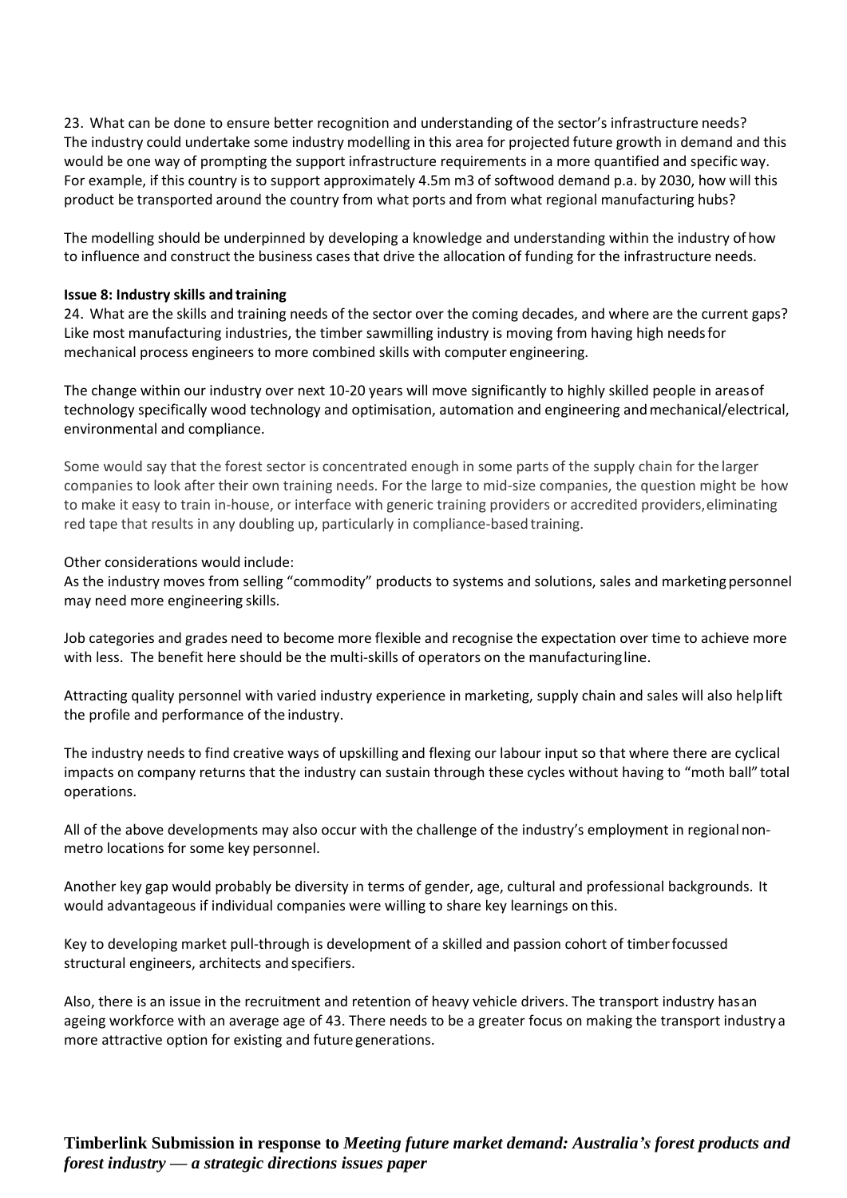23. What can be done to ensure better recognition and understanding of the sector's infrastructure needs?
The industry could undertake some industry modelling in this area for projected future growth in demand and this would be one way of prompting the support infrastructure requirements in a more quantified and specific way. For example, if this country is to support approximately 4.5m m3 of softwood demand p.a. by 2030, how will this product be transported around the country from what ports and from what regional manufacturing hubs?

The modelling should be underpinned by developing a knowledge and understanding within the industry of how to influence and construct the business cases that drive the allocation of funding for the infrastructure needs.

**Issue 8: Industry skills and training**

24. What are the skills and training needs of the sector over the coming decades, and where are the current gaps?
Like most manufacturing industries, the timber sawmilling industry is moving from having high needs for mechanical process engineers to more combined skills with computer engineering.

The change within our industry over next 10-20 years will move significantly to highly skilled people in areas of technology specifically wood technology and optimisation, automation and engineering and mechanical/electrical, environmental and compliance.

Some would say that the forest sector is concentrated enough in some parts of the supply chain for the larger companies to look after their own training needs. For the large to mid-size companies, the question might be how to make it easy to train in-house, or interface with generic training providers or accredited providers, eliminating red tape that results in any doubling up, particularly in compliance-based training.

Other considerations would include:
As the industry moves from selling "commodity" products to systems and solutions, sales and marketing personnel may need more engineering skills.

Job categories and grades need to become more flexible and recognise the expectation over time to achieve more with less. The benefit here should be the multi-skills of operators on the manufacturing line.

Attracting quality personnel with varied industry experience in marketing, supply chain and sales will also help lift the profile and performance of the industry.

The industry needs to find creative ways of upskilling and flexing our labour input so that where there are cyclical impacts on company returns that the industry can sustain through these cycles without having to "moth ball" total operations.

All of the above developments may also occur with the challenge of the industry's employment in regional non-metro locations for some key personnel.

Another key gap would probably be diversity in terms of gender, age, cultural and professional backgrounds. It would advantageous if individual companies were willing to share key learnings on this.

Key to developing market pull-through is development of a skilled and passion cohort of timber focussed structural engineers, architects and specifiers.

Also, there is an issue in the recruitment and retention of heavy vehicle drivers. The transport industry has an ageing workforce with an average age of 43. There needs to be a greater focus on making the transport industry a more attractive option for existing and future generations.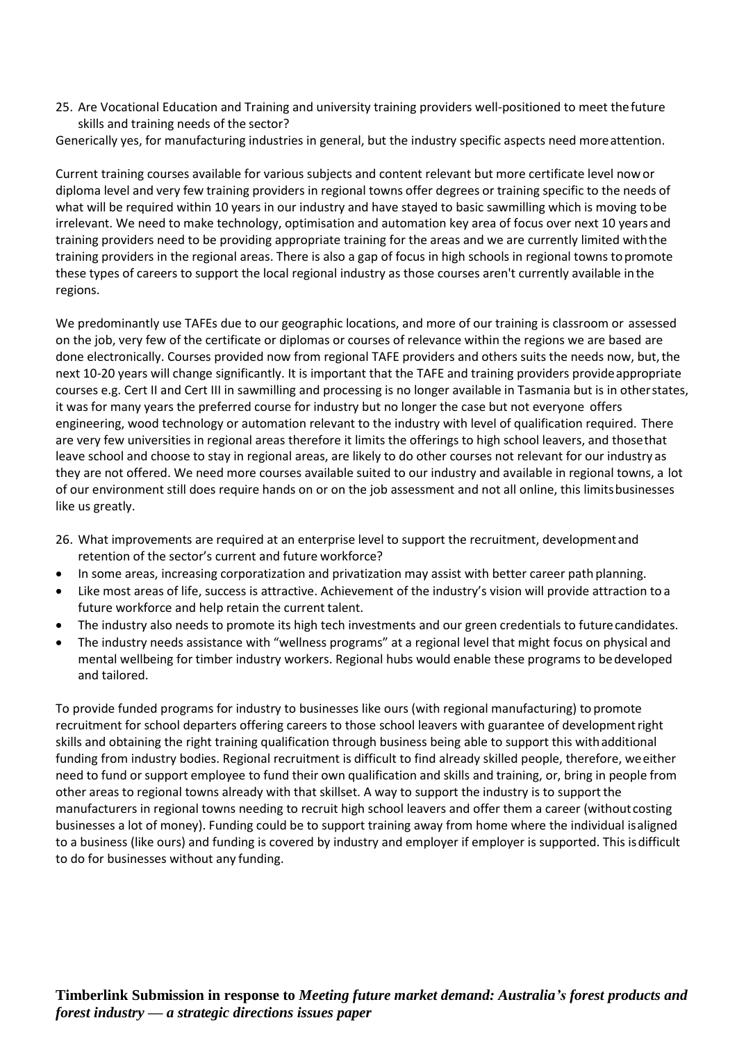25. Are Vocational Education and Training and university training providers well-positioned to meet the future skills and training needs of the sector?

Generically yes, for manufacturing industries in general, but the industry specific aspects need more attention.

Current training courses available for various subjects and content relevant but more certificate level now or diploma level and very few training providers in regional towns offer degrees or training specific to the needs of what will be required within 10 years in our industry and have stayed to basic sawmilling which is moving to be irrelevant. We need to make technology, optimisation and automation key area of focus over next 10 years and training providers need to be providing appropriate training for the areas and we are currently limited with the training providers in the regional areas. There is also a gap of focus in high schools in regional towns to promote these types of careers to support the local regional industry as those courses aren't currently available in the regions.

We predominantly use TAFEs due to our geographic locations, and more of our training is classroom or assessed on the job, very few of the certificate or diplomas or courses of relevance within the regions we are based are done electronically. Courses provided now from regional TAFE providers and others suits the needs now, but, the next 10-20 years will change significantly. It is important that the TAFE and training providers provide appropriate courses e.g. Cert II and Cert III in sawmilling and processing is no longer available in Tasmania but is in other states, it was for many years the preferred course for industry but no longer the case but not everyone offers engineering, wood technology or automation relevant to the industry with level of qualification required. There are very few universities in regional areas therefore it limits the offerings to high school leavers, and those that leave school and choose to stay in regional areas, are likely to do other courses not relevant for our industry as they are not offered. We need more courses available suited to our industry and available in regional towns, a lot of our environment still does require hands on or on the job assessment and not all online, this limits businesses like us greatly.

26. What improvements are required at an enterprise level to support the recruitment, development and retention of the sector's current and future workforce?

- In some areas, increasing corporatization and privatization may assist with better career path planning.
- Like most areas of life, success is attractive. Achievement of the industry's vision will provide attraction to a future workforce and help retain the current talent.
- The industry also needs to promote its high tech investments and our green credentials to future candidates.
- The industry needs assistance with "wellness programs" at a regional level that might focus on physical and mental wellbeing for timber industry workers. Regional hubs would enable these programs to be developed and tailored.

To provide funded programs for industry to businesses like ours (with regional manufacturing) to promote recruitment for school departers offering careers to those school leavers with guarantee of development right skills and obtaining the right training qualification through business being able to support this with additional funding from industry bodies. Regional recruitment is difficult to find already skilled people, therefore, we either need to fund or support employee to fund their own qualification and skills and training, or, bring in people from other areas to regional towns already with that skillset. A way to support the industry is to support the manufacturers in regional towns needing to recruit high school leavers and offer them a career (without costing businesses a lot of money). Funding could be to support training away from home where the individual is aligned to a business (like ours) and funding is covered by industry and employer if employer is supported. This is difficult to do for businesses without any funding.